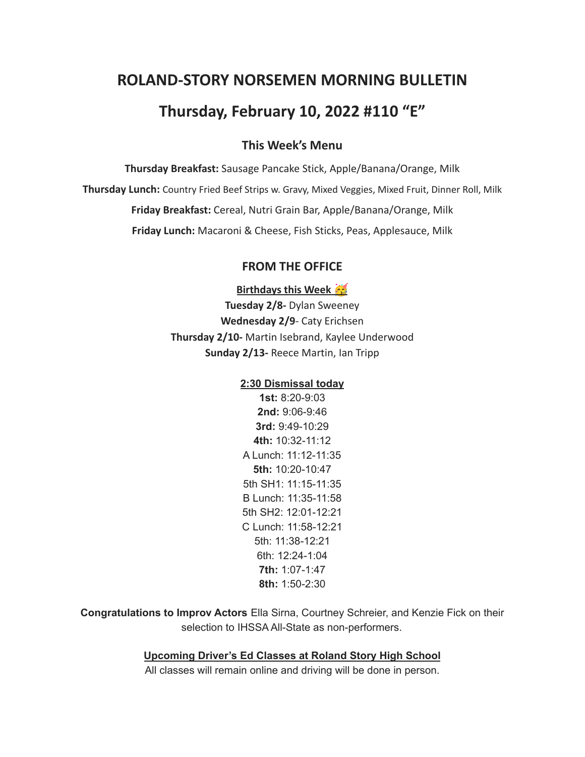# ROLAND-STORY NORSEMEN MORNING BULLETIN

# Thursday, February 10, 2022 #110 "E"

## This Week's Menu

**Thursday Breakfast:** Sausage Pancake Stick, Apple/Banana/Orange, Milk

**Thursday Lunch:** Country Fried Beef Strips w. Gravy, Mixed Veggies, Mixed Fruit, Dinner Roll, Milk

**Friday Breakfast:** Cereal, Nutri Grain Bar, Apple/Banana/Orange, Milk

**Friday Lunch:** Macaroni & Cheese, Fish Sticks, Peas, Applesauce, Milk

## FROM THE OFFICE

**Birthdays this Week 🥳**

**Tuesday 2/8-** Dylan Sweeney
**Wednesday 2/9**- Caty Erichsen
**Thursday 2/10-** Martin Isebrand, Kaylee Underwood
**Sunday 2/13-** Reece Martin, Ian Tripp

**2:30 Dismissal today**

**1st:** 8:20-9:03
**2nd:** 9:06-9:46
**3rd:** 9:49-10:29
**4th:** 10:32-11:12
A Lunch: 11:12-11:35
**5th:** 10:20-10:47
5th SH1: 11:15-11:35
B Lunch: 11:35-11:58
5th SH2: 12:01-12:21
C Lunch: 11:58-12:21
5th: 11:38-12:21
6th: 12:24-1:04
**7th:** 1:07-1:47
**8th:** 1:50-2:30

**Congratulations to Improv Actors** Ella Sirna, Courtney Schreier, and Kenzie Fick on their selection to IHSSA All-State as non-performers.

**Upcoming Driver's Ed Classes at Roland Story High School**

All classes will remain online and driving will be done in person.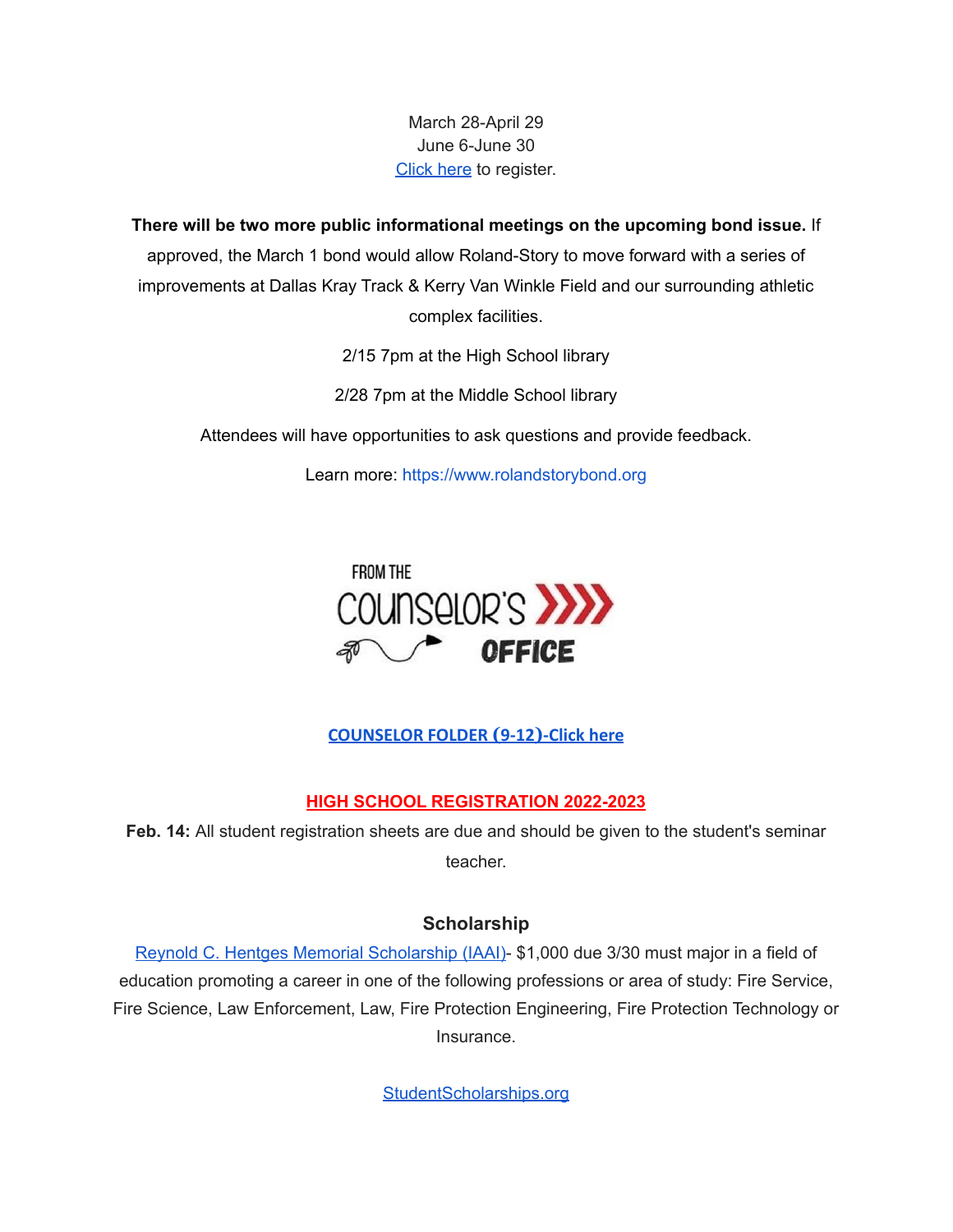March 28-April 29
June 6-June 30
Click here to register.

**There will be two more public informational meetings on the upcoming bond issue.** If approved, the March 1 bond would allow Roland-Story to move forward with a series of improvements at Dallas Kray Track & Kerry Van Winkle Field and our surrounding athletic complex facilities.

2/15 7pm at the High School library

2/28 7pm at the Middle School library

Attendees will have opportunities to ask questions and provide feedback.

Learn more: https://www.rolandstorybond.org

FROM THE COUNSELOR'S OFFICE

**COUNSELOR FOLDER (9-12)-Click here**

**HIGH SCHOOL REGISTRATION 2022-2023**

**Feb. 14:** All student registration sheets are due and should be given to the student's seminar teacher.

### Scholarship

Reynold C. Hentges Memorial Scholarship (IAAI)- $1,000 due 3/30 must major in a field of education promoting a career in one of the following professions or area of study: Fire Service, Fire Science, Law Enforcement, Law, Fire Protection Engineering, Fire Protection Technology or Insurance.

StudentScholarships.org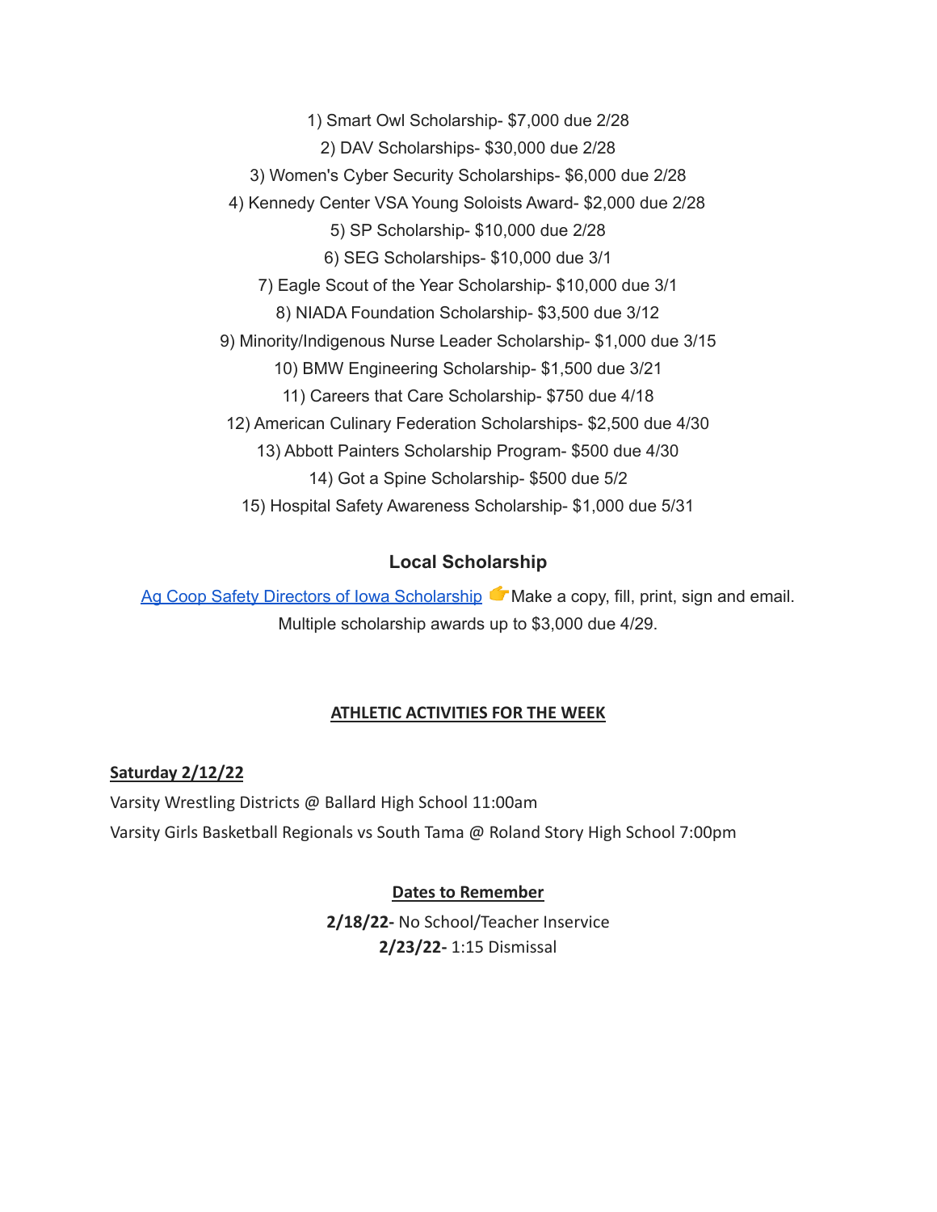1) Smart Owl Scholarship- $7,000 due 2/28

2) DAV Scholarships- $30,000 due 2/28

3) Women's Cyber Security Scholarships- $6,000 due 2/28

4) Kennedy Center VSA Young Soloists Award- $2,000 due 2/28

5) SP Scholarship- $10,000 due 2/28

6) SEG Scholarships- $10,000 due 3/1

7) Eagle Scout of the Year Scholarship- $10,000 due 3/1

8) NIADA Foundation Scholarship- $3,500 due 3/12

9) Minority/Indigenous Nurse Leader Scholarship- $1,000 due 3/15

10) BMW Engineering Scholarship- $1,500 due 3/21

11) Careers that Care Scholarship- $750 due 4/18

12) American Culinary Federation Scholarships- $2,500 due 4/30

13) Abbott Painters Scholarship Program- $500 due 4/30

14) Got a Spine Scholarship- $500 due 5/2

15) Hospital Safety Awareness Scholarship- $1,000 due 5/31

### Local Scholarship

Ag Coop Safety Directors of Iowa Scholarship 👉Make a copy, fill, print, sign and email. Multiple scholarship awards up to $3,000 due 4/29.

## ATHLETIC ACTIVITIES FOR THE WEEK

**Saturday 2/12/22**

Varsity Wrestling Districts @ Ballard High School 11:00am

Varsity Girls Basketball Regionals vs South Tama @ Roland Story High School 7:00pm

**Dates to Remember**

**2/18/22-** No School/Teacher Inservice

**2/23/22-** 1:15 Dismissal